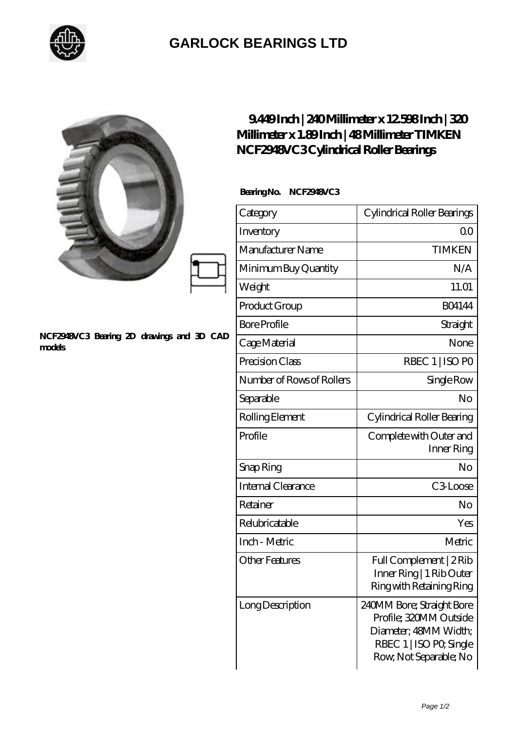# GARLOCK BEARINGS LTD

NCF2948VC3 Bearing 2D drawings and 3D CAD models

## 9.449 Inch | 240 Millimeter x 12.598 Inch | 320 Millimeter x 1.89 Inch | 48 Millimeter TIMKEN NCF2948VC3 Cylindrical Roller Bearings

**Bearing No. NCF2948VC3**

| Category | Cylindrical Roller Bearings |
|---|---|
| Inventory | 0.0 |
| Manufacturer Name | TIMKEN |
| Minimum Buy Quantity | N/A |
| Weight | 11.01 |
| Product Group | B04144 |
| Bore Profile | Straight |
| Cage Material | None |
| Precision Class | RBEC 1 \| ISO P0 |
| Number of Rows of Rollers | Single Row |
| Separable | No |
| Rolling Element | Cylindrical Roller Bearing |
| Profile | Complete with Outer and Inner Ring |
| Snap Ring | No |
| Internal Clearance | C3-Loose |
| Retainer | No |
| Relubricatable | Yes |
| Inch - Metric | Metric |
| Other Features | Full Complement \| 2 Rib Inner Ring \| 1 Rib Outer Ring with Retaining Ring |
| Long Description | 240MM Bore; Straight Bore Profile; 320MM Outside Diameter; 48MM Width; RBEC 1 \| ISO P0; Single Row; Not Separable; No |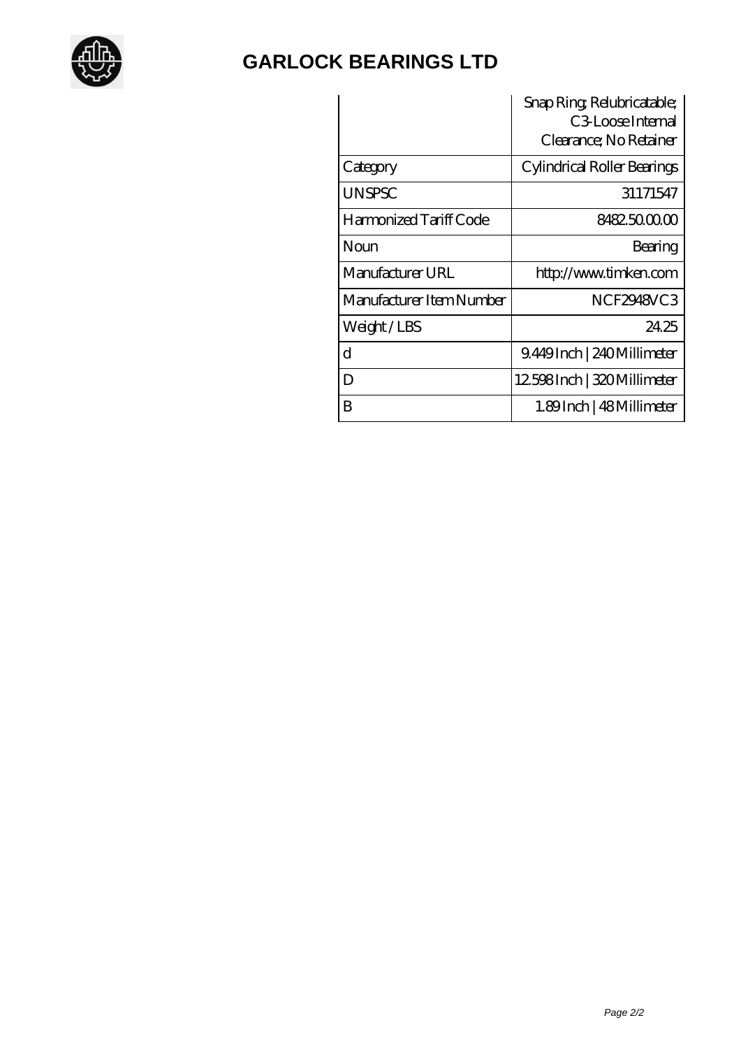# GARLOCK BEARINGS LTD

| | |
|---|---|
| | Snap Ring; Relubricatable; C3-Loose Internal Clearance; No Retainer |
| Category | Cylindrical Roller Bearings |
| UNSPSC | 31171547 |
| Harmonized Tariff Code | 8482.50.00.00 |
| Noun | Bearing |
| Manufacturer URL | http://www.timken.com |
| Manufacturer Item Number | NCF2948VC3 |
| Weight / LBS | 24.25 |
| d | 9.449 Inch \| 240 Millimeter |
| D | 12.598 Inch \| 320 Millimeter |
| B | 1.89 Inch \| 48 Millimeter |